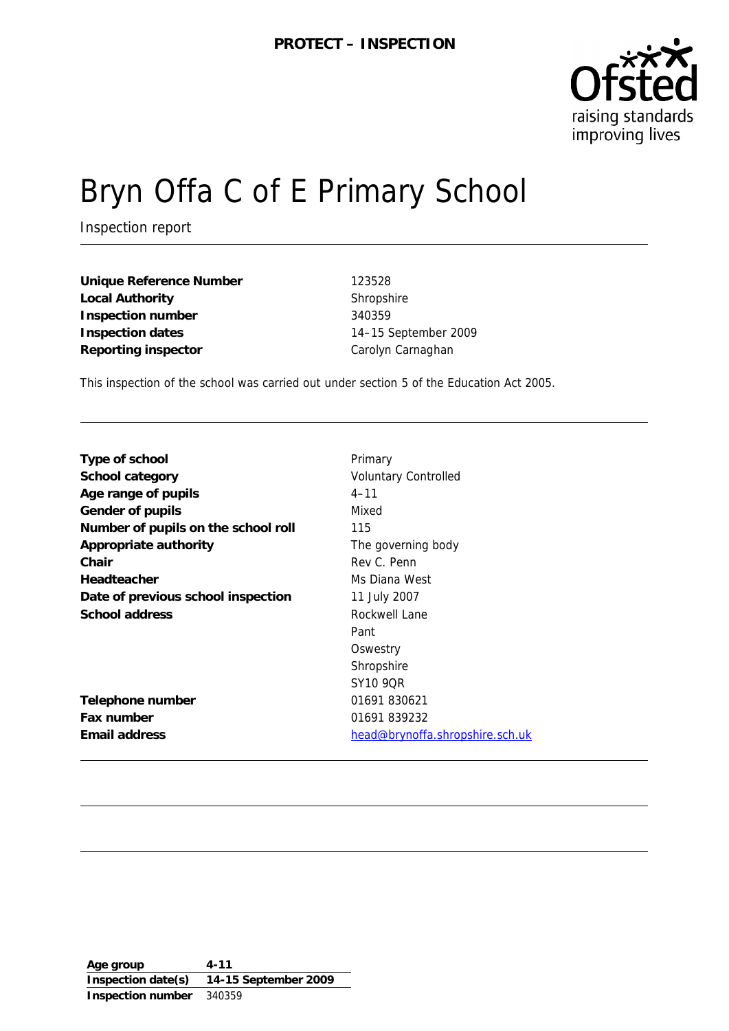**PROTECT – INSPECTION**

# Bryn Offa C of E Primary School

Inspection report

| | |
|---|---|
| **Unique Reference Number** | 123528 |
| **Local Authority** | Shropshire |
| **Inspection number** | 340359 |
| **Inspection dates** | 14–15 September 2009 |
| **Reporting inspector** | Carolyn Carnaghan |

This inspection of the school was carried out under section 5 of the Education Act 2005.

| | |
|---|---|
| **Type of school** | Primary |
| **School category** | Voluntary Controlled |
| **Age range of pupils** | 4–11 |
| **Gender of pupils** | Mixed |
| **Number of pupils on the school roll** | 115 |
| **Appropriate authority** | The governing body |
| **Chair** | Rev C. Penn |
| **Headteacher** | Ms Diana West |
| **Date of previous school inspection** | 11 July 2007 |
| **School address** | Rockwell Lane<br>Pant<br>Oswestry<br>Shropshire<br>SY10 9QR |
| **Telephone number** | 01691 830621 |
| **Fax number** | 01691 839232 |
| **Email address** | head@brynoffa.shropshire.sch.uk |

| | |
|---|---|
| **Age group** | **4-11** |
| **Inspection date(s)** | **14-15 September 2009** |
| **Inspection number** | 340359 |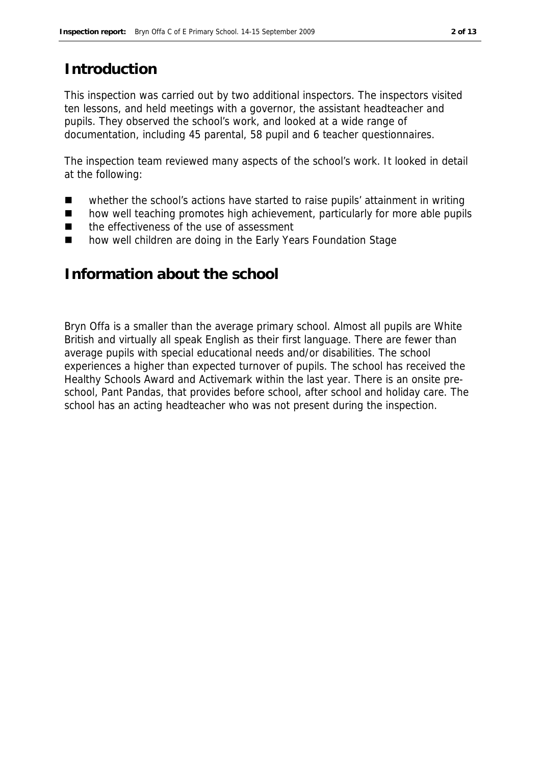## Introduction

This inspection was carried out by two additional inspectors. The inspectors visited ten lessons, and held meetings with a governor, the assistant headteacher and pupils. They observed the school's work, and looked at a wide range of documentation, including 45 parental, 58 pupil and 6 teacher questionnaires.

The inspection team reviewed many aspects of the school's work. It looked in detail at the following:

- whether the school's actions have started to raise pupils' attainment in writing
- how well teaching promotes high achievement, particularly for more able pupils
- the effectiveness of the use of assessment
- how well children are doing in the Early Years Foundation Stage

## Information about the school

Bryn Offa is a smaller than the average primary school. Almost all pupils are White British and virtually all speak English as their first language. There are fewer than average pupils with special educational needs and/or disabilities. The school experiences a higher than expected turnover of pupils. The school has received the Healthy Schools Award and Activemark within the last year. There is an onsite pre-school, Pant Pandas, that provides before school, after school and holiday care. The school has an acting headteacher who was not present during the inspection.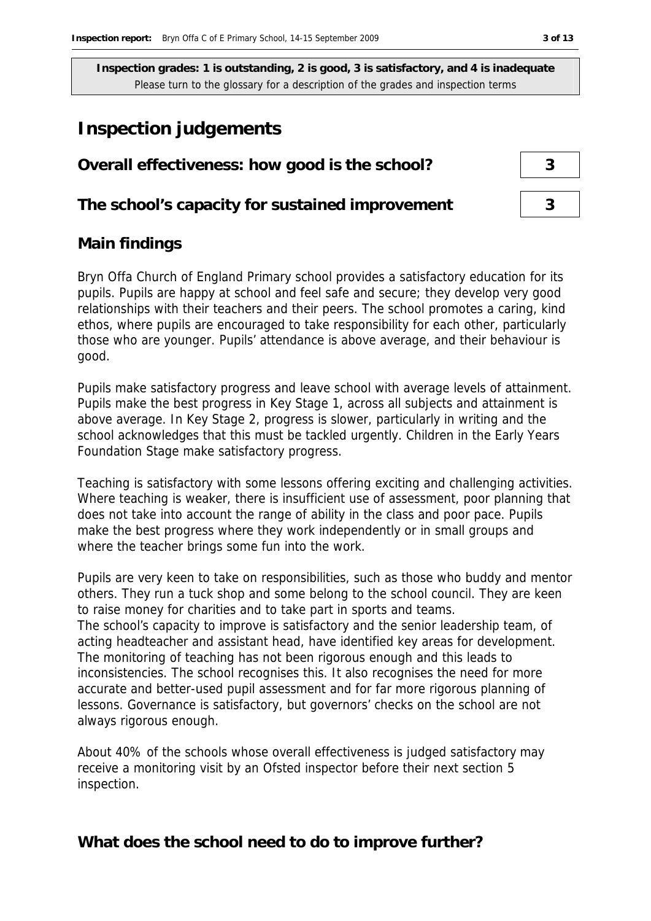**Inspection grades: 1 is outstanding, 2 is good, 3 is satisfactory, and 4 is inadequate**
Please turn to the glossary for a description of the grades and inspection terms

# Inspection judgements

| Overall effectiveness: how good is the school? | 3 |
| --- | --- |
| The school's capacity for sustained improvement | 3 |

## Main findings

Bryn Offa Church of England Primary school provides a satisfactory education for its pupils. Pupils are happy at school and feel safe and secure; they develop very good relationships with their teachers and their peers. The school promotes a caring, kind ethos, where pupils are encouraged to take responsibility for each other, particularly those who are younger. Pupils' attendance is above average, and their behaviour is good.

Pupils make satisfactory progress and leave school with average levels of attainment. Pupils make the best progress in Key Stage 1, across all subjects and attainment is above average. In Key Stage 2, progress is slower, particularly in writing and the school acknowledges that this must be tackled urgently. Children in the Early Years Foundation Stage make satisfactory progress.

Teaching is satisfactory with some lessons offering exciting and challenging activities. Where teaching is weaker, there is insufficient use of assessment, poor planning that does not take into account the range of ability in the class and poor pace. Pupils make the best progress where they work independently or in small groups and where the teacher brings some fun into the work.

Pupils are very keen to take on responsibilities, such as those who buddy and mentor others. They run a tuck shop and some belong to the school council. They are keen to raise money for charities and to take part in sports and teams.
The school's capacity to improve is satisfactory and the senior leadership team, of acting headteacher and assistant head, have identified key areas for development. The monitoring of teaching has not been rigorous enough and this leads to inconsistencies. The school recognises this. It also recognises the need for more accurate and better-used pupil assessment and for far more rigorous planning of lessons. Governance is satisfactory, but governors' checks on the school are not always rigorous enough.

About 40% of the schools whose overall effectiveness is judged satisfactory may receive a monitoring visit by an Ofsted inspector before their next section 5 inspection.

## What does the school need to do to improve further?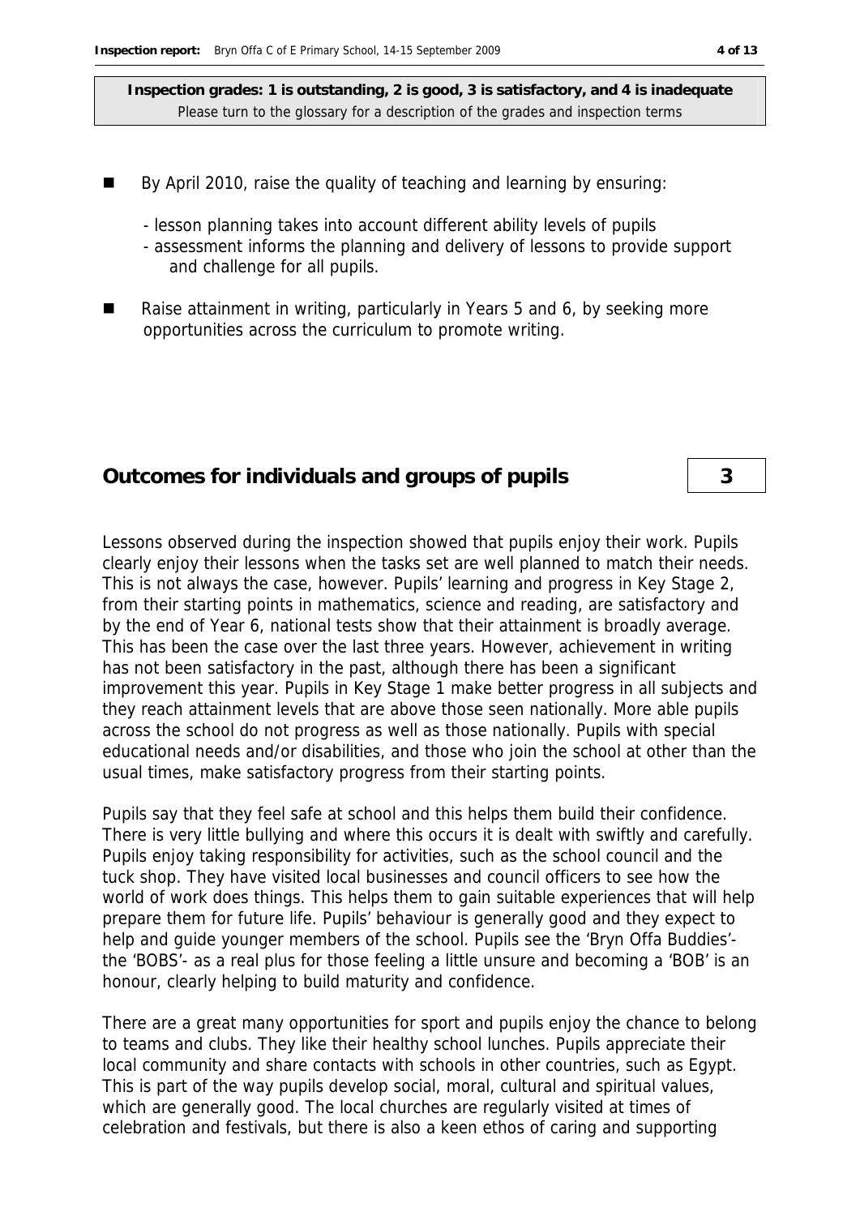**Inspection grades: 1 is outstanding, 2 is good, 3 is satisfactory, and 4 is inadequate**
Please turn to the glossary for a description of the grades and inspection terms

- By April 2010, raise the quality of teaching and learning by ensuring:
  - lesson planning takes into account different ability levels of pupils
  - assessment informs the planning and delivery of lessons to provide support and challenge for all pupils.
- Raise attainment in writing, particularly in Years 5 and 6, by seeking more opportunities across the curriculum to promote writing.

## Outcomes for individuals and groups of pupils — 3

Lessons observed during the inspection showed that pupils enjoy their work. Pupils clearly enjoy their lessons when the tasks set are well planned to match their needs. This is not always the case, however. Pupils' learning and progress in Key Stage 2, from their starting points in mathematics, science and reading, are satisfactory and by the end of Year 6, national tests show that their attainment is broadly average. This has been the case over the last three years. However, achievement in writing has not been satisfactory in the past, although there has been a significant improvement this year. Pupils in Key Stage 1 make better progress in all subjects and they reach attainment levels that are above those seen nationally. More able pupils across the school do not progress as well as those nationally. Pupils with special educational needs and/or disabilities, and those who join the school at other than the usual times, make satisfactory progress from their starting points.

Pupils say that they feel safe at school and this helps them build their confidence. There is very little bullying and where this occurs it is dealt with swiftly and carefully. Pupils enjoy taking responsibility for activities, such as the school council and the tuck shop. They have visited local businesses and council officers to see how the world of work does things. This helps them to gain suitable experiences that will help prepare them for future life. Pupils' behaviour is generally good and they expect to help and guide younger members of the school. Pupils see the 'Bryn Offa Buddies'- the 'BOBS'- as a real plus for those feeling a little unsure and becoming a 'BOB' is an honour, clearly helping to build maturity and confidence.

There are a great many opportunities for sport and pupils enjoy the chance to belong to teams and clubs. They like their healthy school lunches. Pupils appreciate their local community and share contacts with schools in other countries, such as Egypt. This is part of the way pupils develop social, moral, cultural and spiritual values, which are generally good. The local churches are regularly visited at times of celebration and festivals, but there is also a keen ethos of caring and supporting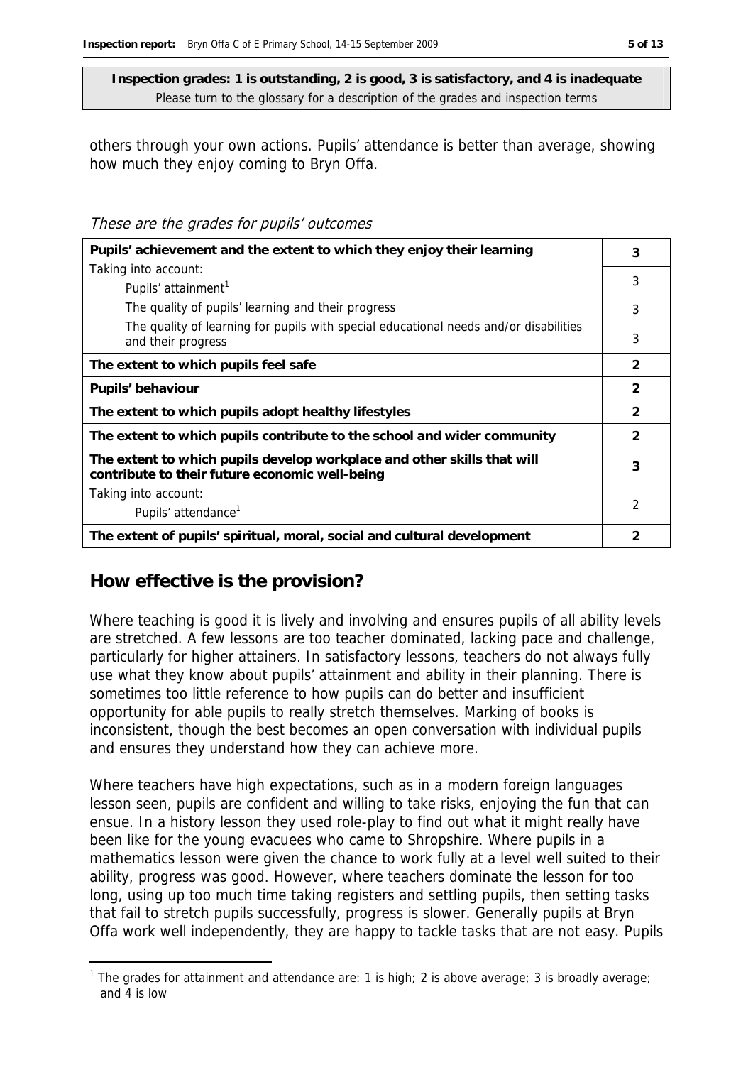**Inspection grades: 1 is outstanding, 2 is good, 3 is satisfactory, and 4 is inadequate**
Please turn to the glossary for a description of the grades and inspection terms

others through your own actions. Pupils' attendance is better than average, showing how much they enjoy coming to Bryn Offa.

*These are the grades for pupils' outcomes*

| | |
|---|---|
| **Pupils' achievement and the extent to which they enjoy their learning** | **3** |
| Taking into account: Pupils' attainment[1] | 3 |
| The quality of pupils' learning and their progress | 3 |
| The quality of learning for pupils with special educational needs and/or disabilities and their progress | 3 |
| **The extent to which pupils feel safe** | **2** |
| **Pupils' behaviour** | **2** |
| **The extent to which pupils adopt healthy lifestyles** | **2** |
| **The extent to which pupils contribute to the school and wider community** | **2** |
| **The extent to which pupils develop workplace and other skills that will contribute to their future economic well-being** | **3** |
| Taking into account: Pupils' attendance[1] | 2 |
| **The extent of pupils' spiritual, moral, social and cultural development** | **2** |

## How effective is the provision?

Where teaching is good it is lively and involving and ensures pupils of all ability levels are stretched. A few lessons are too teacher dominated, lacking pace and challenge, particularly for higher attainers. In satisfactory lessons, teachers do not always fully use what they know about pupils' attainment and ability in their planning. There is sometimes too little reference to how pupils can do better and insufficient opportunity for able pupils to really stretch themselves. Marking of books is inconsistent, though the best becomes an open conversation with individual pupils and ensures they understand how they can achieve more.

Where teachers have high expectations, such as in a modern foreign languages lesson seen, pupils are confident and willing to take risks, enjoying the fun that can ensue. In a history lesson they used role-play to find out what it might really have been like for the young evacuees who came to Shropshire. Where pupils in a mathematics lesson were given the chance to work fully at a level well suited to their ability, progress was good. However, where teachers dominate the lesson for too long, using up too much time taking registers and settling pupils, then setting tasks that fail to stretch pupils successfully, progress is slower. Generally pupils at Bryn Offa work well independently, they are happy to tackle tasks that are not easy. Pupils

[1] The grades for attainment and attendance are: 1 is high; 2 is above average; 3 is broadly average; and 4 is low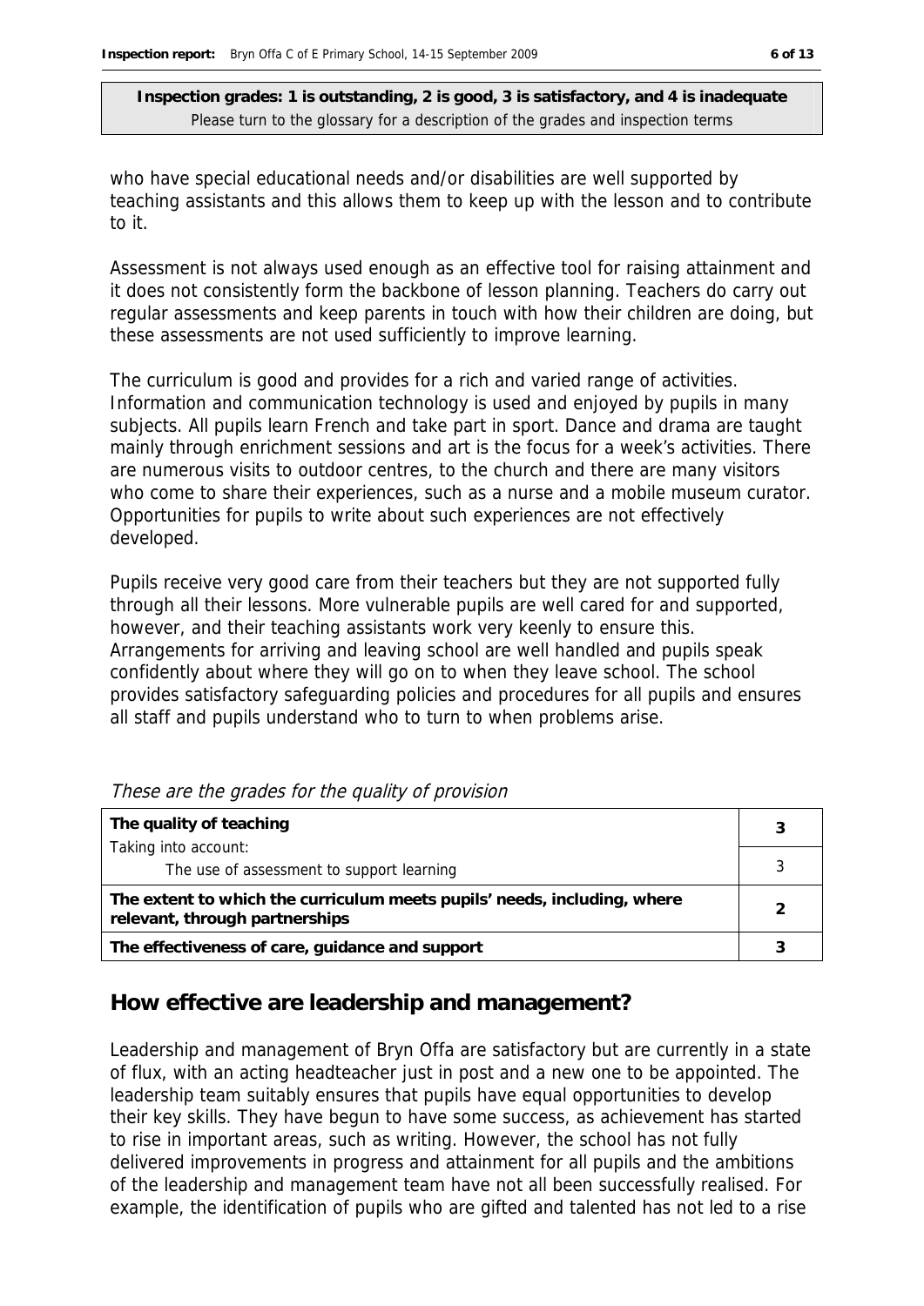**Inspection grades: 1 is outstanding, 2 is good, 3 is satisfactory, and 4 is inadequate**
Please turn to the glossary for a description of the grades and inspection terms

who have special educational needs and/or disabilities are well supported by teaching assistants and this allows them to keep up with the lesson and to contribute to it.

Assessment is not always used enough as an effective tool for raising attainment and it does not consistently form the backbone of lesson planning. Teachers do carry out regular assessments and keep parents in touch with how their children are doing, but these assessments are not used sufficiently to improve learning.

The curriculum is good and provides for a rich and varied range of activities. Information and communication technology is used and enjoyed by pupils in many subjects. All pupils learn French and take part in sport. Dance and drama are taught mainly through enrichment sessions and art is the focus for a week's activities. There are numerous visits to outdoor centres, to the church and there are many visitors who come to share their experiences, such as a nurse and a mobile museum curator. Opportunities for pupils to write about such experiences are not effectively developed.

Pupils receive very good care from their teachers but they are not supported fully through all their lessons. More vulnerable pupils are well cared for and supported, however, and their teaching assistants work very keenly to ensure this. Arrangements for arriving and leaving school are well handled and pupils speak confidently about where they will go on to when they leave school. The school provides satisfactory safeguarding policies and procedures for all pupils and ensures all staff and pupils understand who to turn to when problems arise.

*These are the grades for the quality of provision*

| | |
|---|---|
| **The quality of teaching** | **3** |
| Taking into account: The use of assessment to support learning | 3 |
| **The extent to which the curriculum meets pupils' needs, including, where relevant, through partnerships** | **2** |
| **The effectiveness of care, guidance and support** | **3** |

## How effective are leadership and management?

Leadership and management of Bryn Offa are satisfactory but are currently in a state of flux, with an acting headteacher just in post and a new one to be appointed. The leadership team suitably ensures that pupils have equal opportunities to develop their key skills. They have begun to have some success, as achievement has started to rise in important areas, such as writing. However, the school has not fully delivered improvements in progress and attainment for all pupils and the ambitions of the leadership and management team have not all been successfully realised. For example, the identification of pupils who are gifted and talented has not led to a rise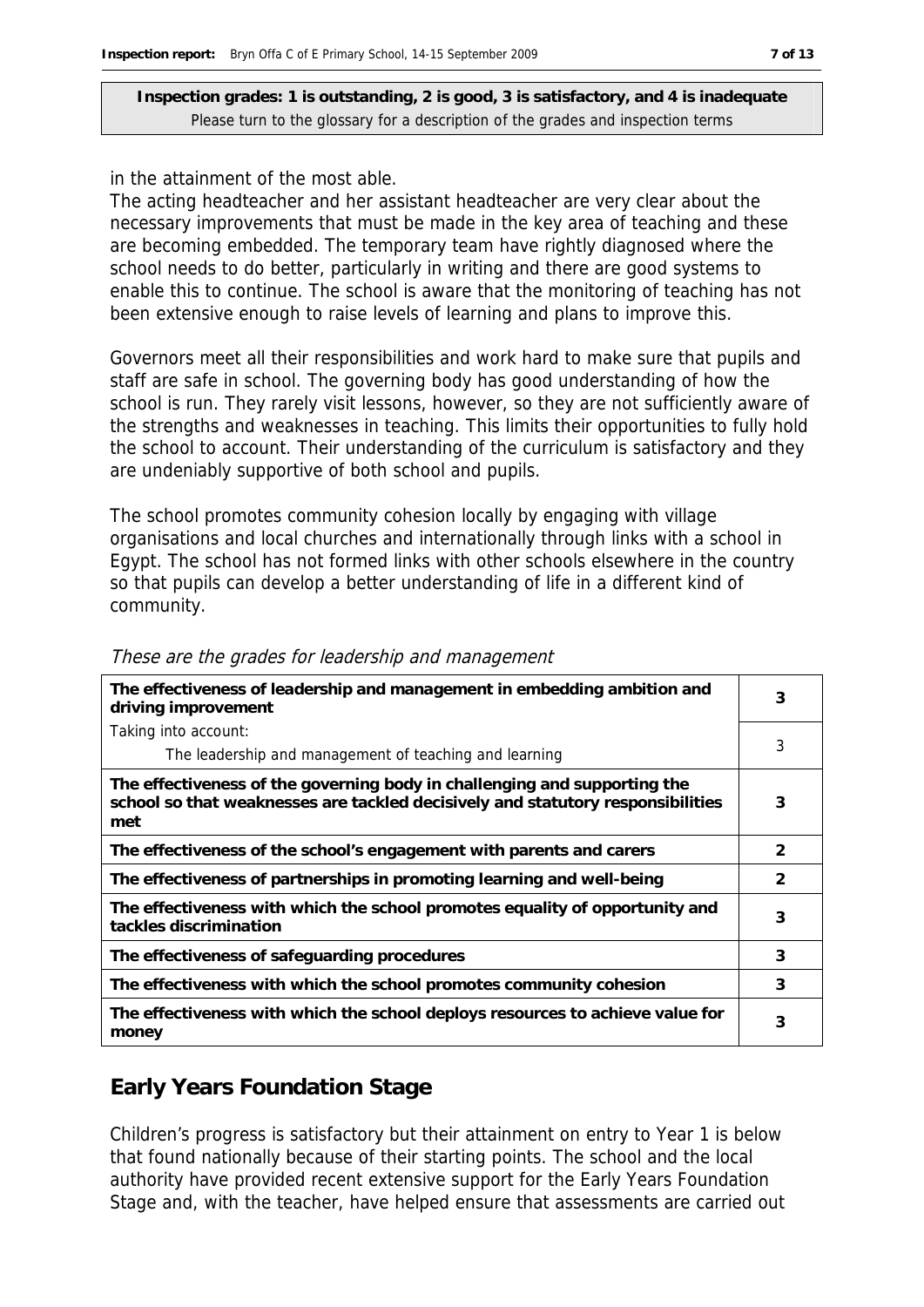**Inspection grades: 1 is outstanding, 2 is good, 3 is satisfactory, and 4 is inadequate**
Please turn to the glossary for a description of the grades and inspection terms

in the attainment of the most able.

The acting headteacher and her assistant headteacher are very clear about the necessary improvements that must be made in the key area of teaching and these are becoming embedded. The temporary team have rightly diagnosed where the school needs to do better, particularly in writing and there are good systems to enable this to continue. The school is aware that the monitoring of teaching has not been extensive enough to raise levels of learning and plans to improve this.

Governors meet all their responsibilities and work hard to make sure that pupils and staff are safe in school. The governing body has good understanding of how the school is run. They rarely visit lessons, however, so they are not sufficiently aware of the strengths and weaknesses in teaching. This limits their opportunities to fully hold the school to account. Their understanding of the curriculum is satisfactory and they are undeniably supportive of both school and pupils.

The school promotes community cohesion locally by engaging with village organisations and local churches and internationally through links with a school in Egypt. The school has not formed links with other schools elsewhere in the country so that pupils can develop a better understanding of life in a different kind of community.

*These are the grades for leadership and management*

| | |
|---|---|
| **The effectiveness of leadership and management in embedding ambition and driving improvement** | **3** |
| Taking into account:<br>The leadership and management of teaching and learning | 3 |
| **The effectiveness of the governing body in challenging and supporting the school so that weaknesses are tackled decisively and statutory responsibilities met** | **3** |
| **The effectiveness of the school's engagement with parents and carers** | **2** |
| **The effectiveness of partnerships in promoting learning and well-being** | **2** |
| **The effectiveness with which the school promotes equality of opportunity and tackles discrimination** | **3** |
| **The effectiveness of safeguarding procedures** | **3** |
| **The effectiveness with which the school promotes community cohesion** | **3** |
| **The effectiveness with which the school deploys resources to achieve value for money** | **3** |

## Early Years Foundation Stage

Children's progress is satisfactory but their attainment on entry to Year 1 is below that found nationally because of their starting points. The school and the local authority have provided recent extensive support for the Early Years Foundation Stage and, with the teacher, have helped ensure that assessments are carried out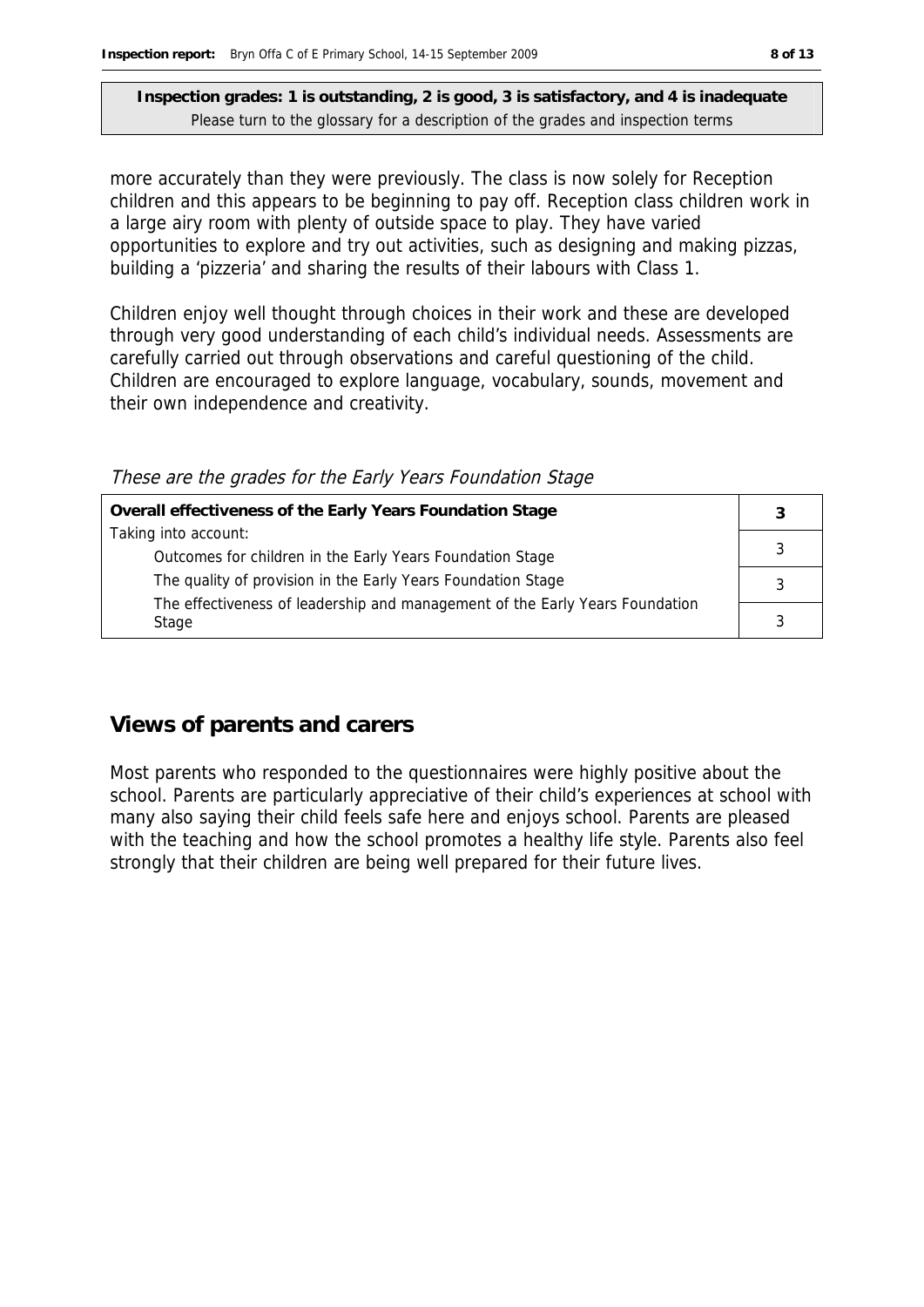**Inspection grades: 1 is outstanding, 2 is good, 3 is satisfactory, and 4 is inadequate**
Please turn to the glossary for a description of the grades and inspection terms

more accurately than they were previously. The class is now solely for Reception children and this appears to be beginning to pay off. Reception class children work in a large airy room with plenty of outside space to play. They have varied opportunities to explore and try out activities, such as designing and making pizzas, building a 'pizzeria' and sharing the results of their labours with Class 1.

Children enjoy well thought through choices in their work and these are developed through very good understanding of each child's individual needs. Assessments are carefully carried out through observations and careful questioning of the child. Children are encouraged to explore language, vocabulary, sounds, movement and their own independence and creativity.

*These are the grades for the Early Years Foundation Stage*

| **Overall effectiveness of the Early Years Foundation Stage** | **3** |
|---|---|
| Taking into account:<br>Outcomes for children in the Early Years Foundation Stage | 3 |
| The quality of provision in the Early Years Foundation Stage | 3 |
| The effectiveness of leadership and management of the Early Years Foundation Stage | 3 |

## Views of parents and carers

Most parents who responded to the questionnaires were highly positive about the school. Parents are particularly appreciative of their child's experiences at school with many also saying their child feels safe here and enjoys school. Parents are pleased with the teaching and how the school promotes a healthy life style. Parents also feel strongly that their children are being well prepared for their future lives.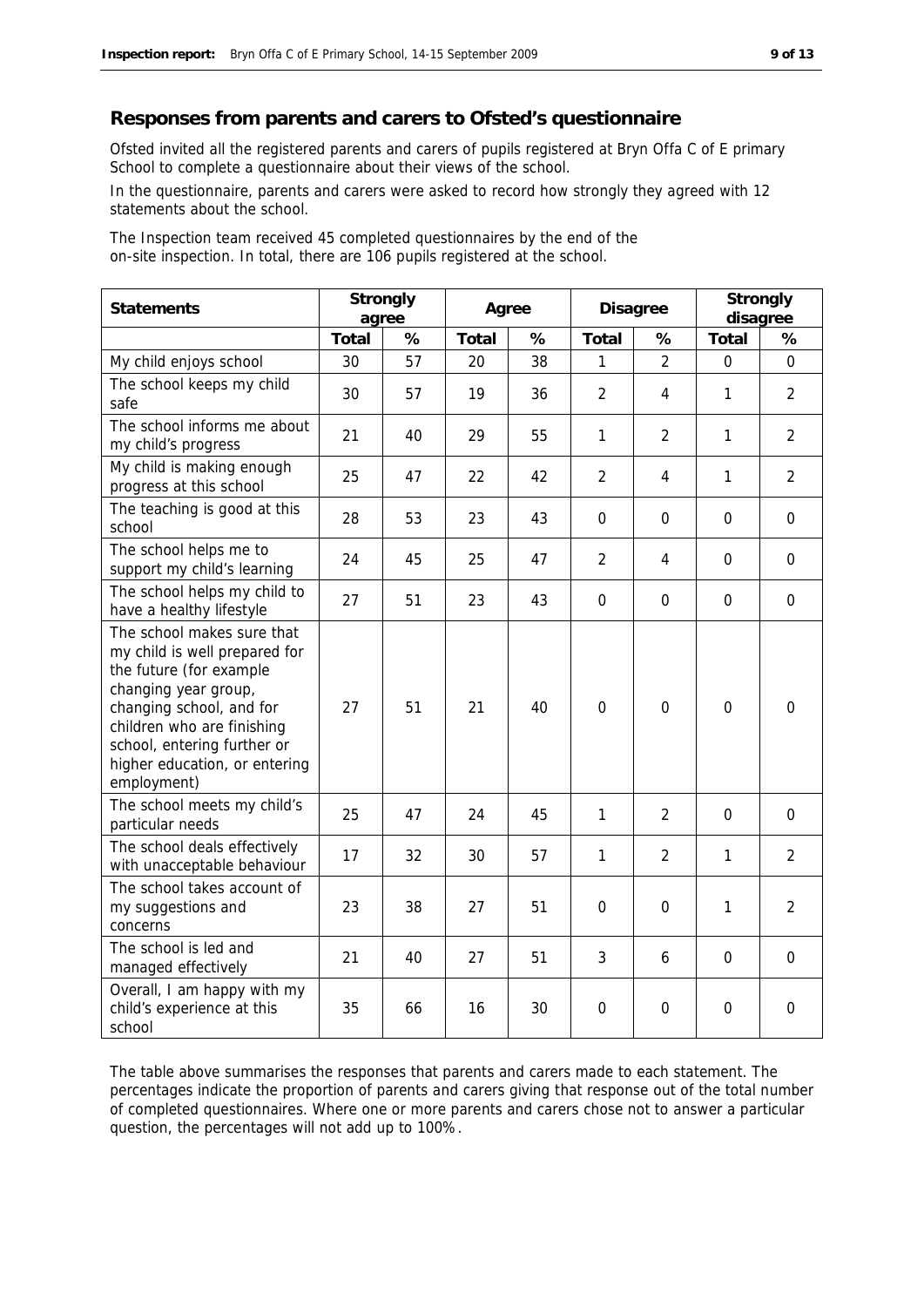## Responses from parents and carers to Ofsted's questionnaire

Ofsted invited all the registered parents and carers of pupils registered at Bryn Offa C of E primary School to complete a questionnaire about their views of the school.

In the questionnaire, parents and carers were asked to record how strongly they agreed with 12 statements about the school.

The Inspection team received 45 completed questionnaires by the end of the on-site inspection. In total, there are 106 pupils registered at the school.

| Statements | Strongly agree | | Agree | | Disagree | | Strongly disagree | |
|---|---|---|---|---|---|---|---|---|
| | Total | % | Total | % | Total | % | Total | % |
| My child enjoys school | 30 | 57 | 20 | 38 | 1 | 2 | 0 | 0 |
| The school keeps my child safe | 30 | 57 | 19 | 36 | 2 | 4 | 1 | 2 |
| The school informs me about my child's progress | 21 | 40 | 29 | 55 | 1 | 2 | 1 | 2 |
| My child is making enough progress at this school | 25 | 47 | 22 | 42 | 2 | 4 | 1 | 2 |
| The teaching is good at this school | 28 | 53 | 23 | 43 | 0 | 0 | 0 | 0 |
| The school helps me to support my child's learning | 24 | 45 | 25 | 47 | 2 | 4 | 0 | 0 |
| The school helps my child to have a healthy lifestyle | 27 | 51 | 23 | 43 | 0 | 0 | 0 | 0 |
| The school makes sure that my child is well prepared for the future (for example changing year group, changing school, and for children who are finishing school, entering further or higher education, or entering employment) | 27 | 51 | 21 | 40 | 0 | 0 | 0 | 0 |
| The school meets my child's particular needs | 25 | 47 | 24 | 45 | 1 | 2 | 0 | 0 |
| The school deals effectively with unacceptable behaviour | 17 | 32 | 30 | 57 | 1 | 2 | 1 | 2 |
| The school takes account of my suggestions and concerns | 23 | 38 | 27 | 51 | 0 | 0 | 1 | 2 |
| The school is led and managed effectively | 21 | 40 | 27 | 51 | 3 | 6 | 0 | 0 |
| Overall, I am happy with my child's experience at this school | 35 | 66 | 16 | 30 | 0 | 0 | 0 | 0 |

The table above summarises the responses that parents and carers made to each statement. The percentages indicate the proportion of parents and carers giving that response out of the total number of completed questionnaires. Where one or more parents and carers chose not to answer a particular question, the percentages will not add up to 100%.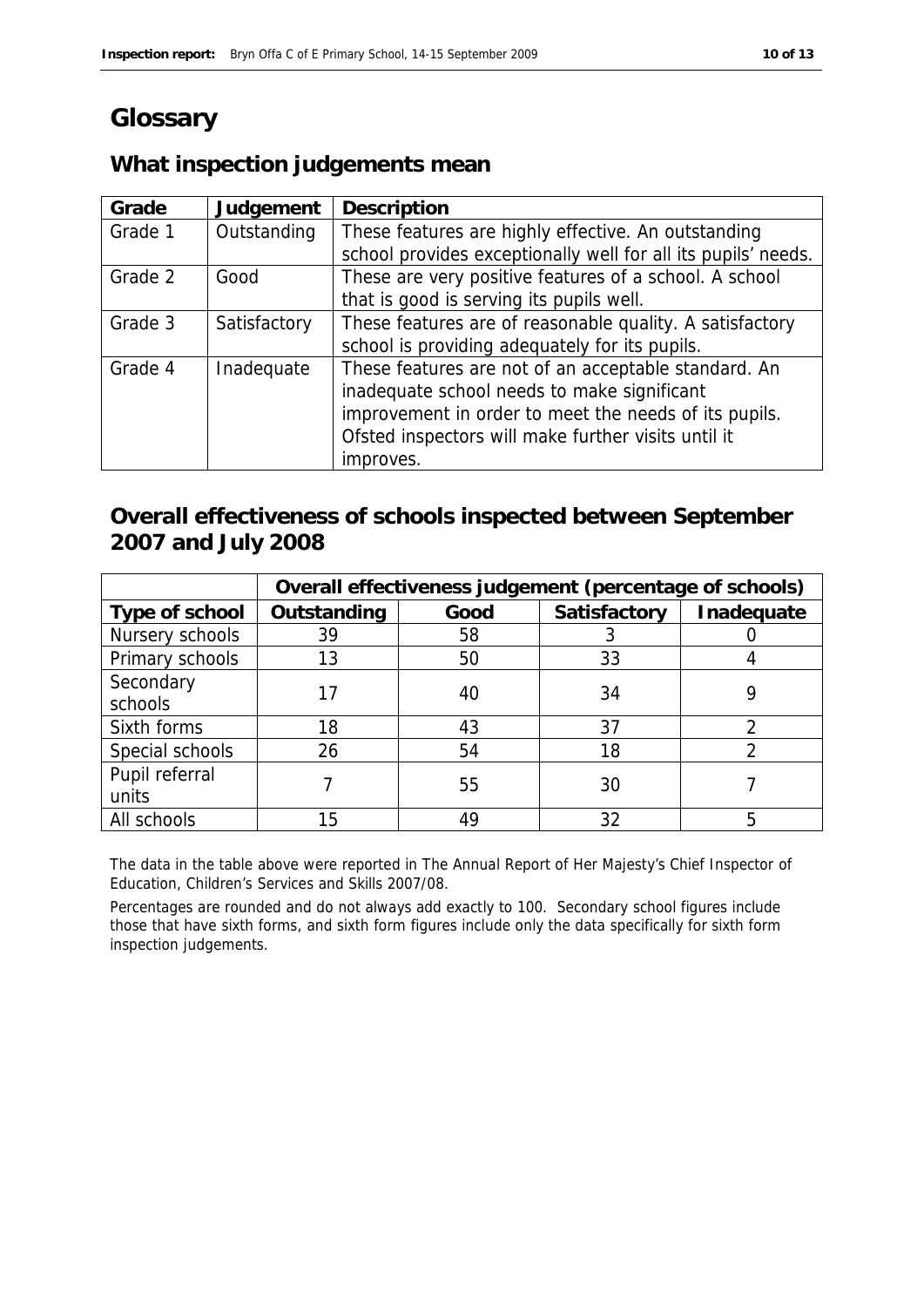# Glossary

## What inspection judgements mean

| Grade | Judgement | Description |
| --- | --- | --- |
| Grade 1 | Outstanding | These features are highly effective. An outstanding school provides exceptionally well for all its pupils' needs. |
| Grade 2 | Good | These are very positive features of a school. A school that is good is serving its pupils well. |
| Grade 3 | Satisfactory | These features are of reasonable quality. A satisfactory school is providing adequately for its pupils. |
| Grade 4 | Inadequate | These features are not of an acceptable standard. An inadequate school needs to make significant improvement in order to meet the needs of its pupils. Ofsted inspectors will make further visits until it improves. |

## Overall effectiveness of schools inspected between September 2007 and July 2008

| | Overall effectiveness judgement (percentage of schools) | | | |
| --- | --- | --- | --- | --- |
| **Type of school** | **Outstanding** | **Good** | **Satisfactory** | **Inadequate** |
| Nursery schools | 39 | 58 | 3 | 0 |
| Primary schools | 13 | 50 | 33 | 4 |
| Secondary schools | 17 | 40 | 34 | 9 |
| Sixth forms | 18 | 43 | 37 | 2 |
| Special schools | 26 | 54 | 18 | 2 |
| Pupil referral units | 7 | 55 | 30 | 7 |
| All schools | 15 | 49 | 32 | 5 |

The data in the table above were reported in The Annual Report of Her Majesty's Chief Inspector of Education, Children's Services and Skills 2007/08.

Percentages are rounded and do not always add exactly to 100. Secondary school figures include those that have sixth forms, and sixth form figures include only the data specifically for sixth form inspection judgements.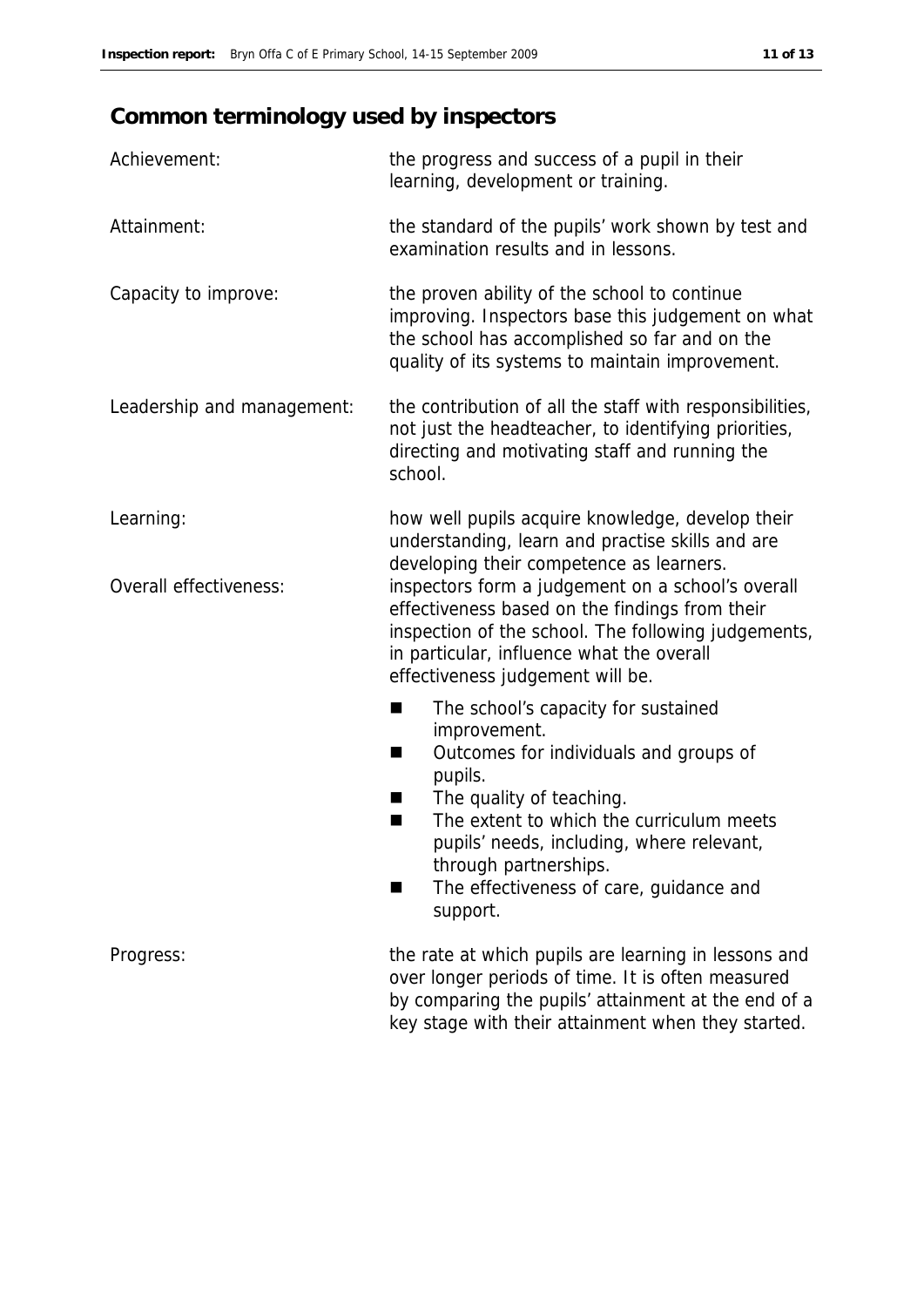## Common terminology used by inspectors

| | |
|---|---|
| Achievement: | the progress and success of a pupil in their learning, development or training. |
| Attainment: | the standard of the pupils' work shown by test and examination results and in lessons. |
| Capacity to improve: | the proven ability of the school to continue improving. Inspectors base this judgement on what the school has accomplished so far and on the quality of its systems to maintain improvement. |
| Leadership and management: | the contribution of all the staff with responsibilities, not just the headteacher, to identifying priorities, directing and motivating staff and running the school. |
| Learning: | how well pupils acquire knowledge, develop their understanding, learn and practise skills and are developing their competence as learners. |
| Overall effectiveness: | inspectors form a judgement on a school's overall effectiveness based on the findings from their inspection of the school. The following judgements, in particular, influence what the overall effectiveness judgement will be.<br>■ The school's capacity for sustained improvement.<br>■ Outcomes for individuals and groups of pupils.<br>■ The quality of teaching.<br>■ The extent to which the curriculum meets pupils' needs, including, where relevant, through partnerships.<br>■ The effectiveness of care, guidance and support. |
| Progress: | the rate at which pupils are learning in lessons and over longer periods of time. It is often measured by comparing the pupils' attainment at the end of a key stage with their attainment when they started. |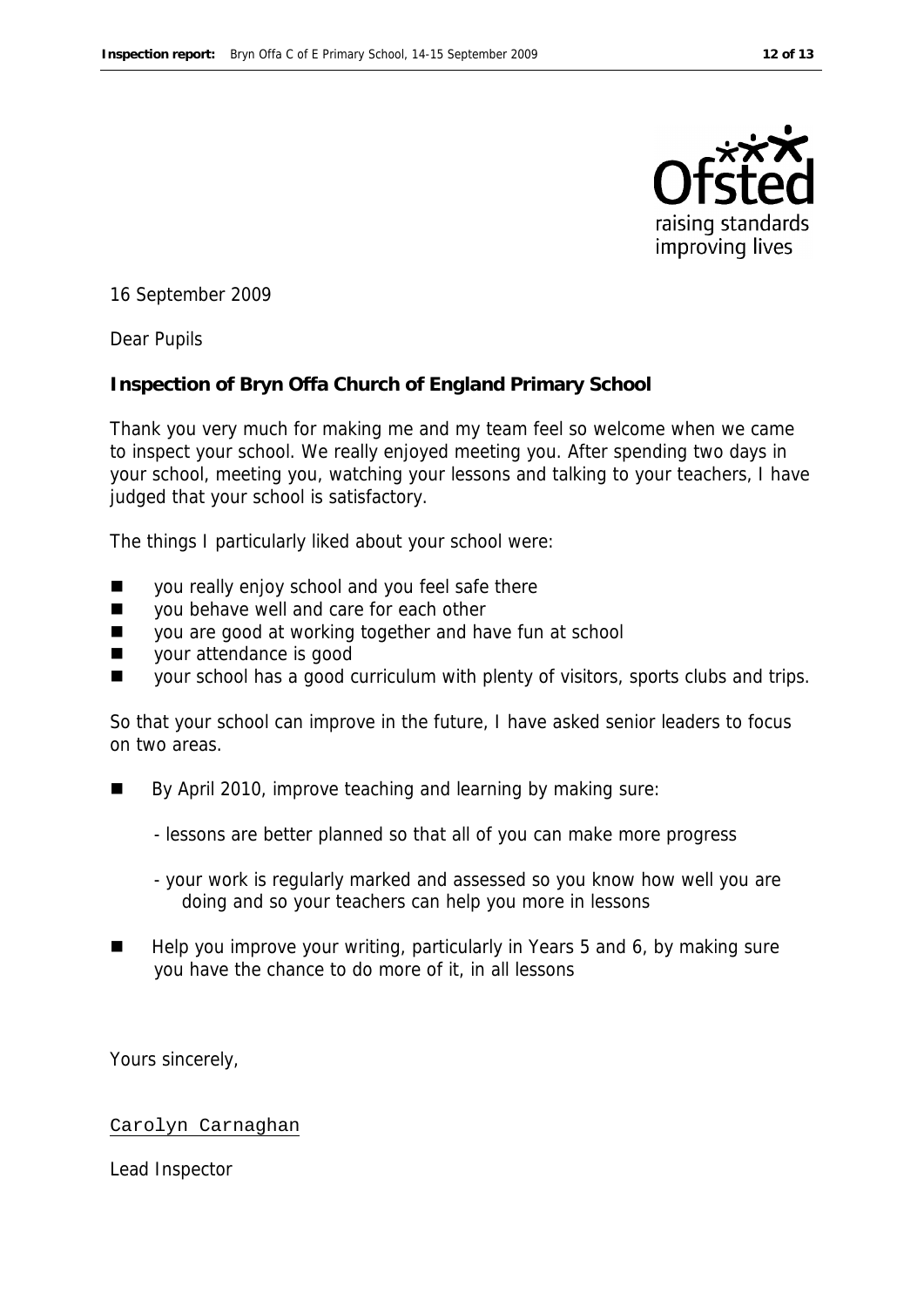16 September 2009

Dear Pupils

**Inspection of Bryn Offa Church of England Primary School**

Thank you very much for making me and my team feel so welcome when we came to inspect your school. We really enjoyed meeting you. After spending two days in your school, meeting you, watching your lessons and talking to your teachers, I have judged that your school is satisfactory.

The things I particularly liked about your school were:

- you really enjoy school and you feel safe there
- you behave well and care for each other
- you are good at working together and have fun at school
- your attendance is good
- your school has a good curriculum with plenty of visitors, sports clubs and trips.

So that your school can improve in the future, I have asked senior leaders to focus on two areas.

- By April 2010, improve teaching and learning by making sure:
  - lessons are better planned so that all of you can make more progress
  - your work is regularly marked and assessed so you know how well you are doing and so your teachers can help you more in lessons
- Help you improve your writing, particularly in Years 5 and 6, by making sure you have the chance to do more of it, in all lessons

Yours sincerely,

Carolyn Carnaghan

Lead Inspector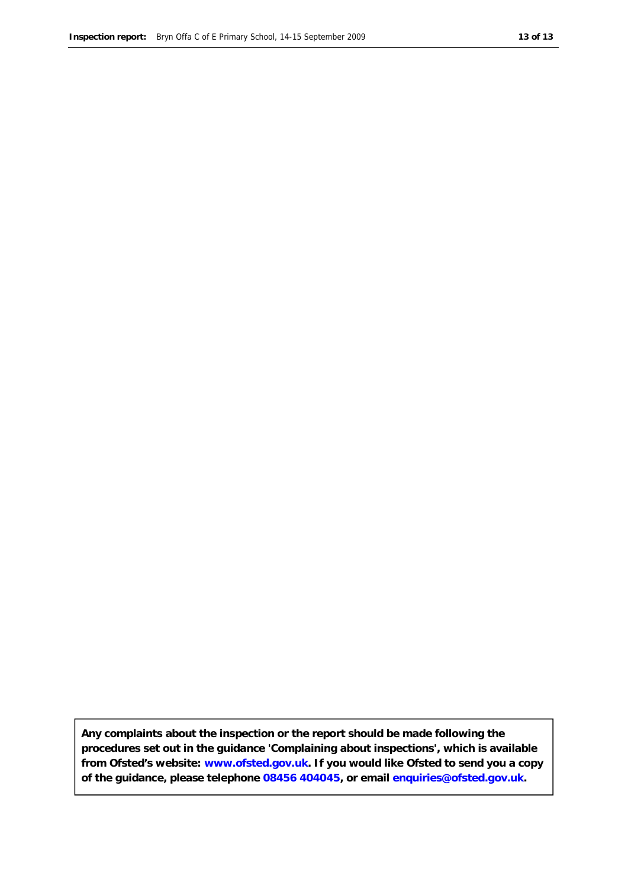**Any complaints about the inspection or the report should be made following the procedures set out in the guidance 'Complaining about inspections', which is available from Ofsted's website: www.ofsted.gov.uk. If you would like Ofsted to send you a copy of the guidance, please telephone 08456 404045, or email enquiries@ofsted.gov.uk.**